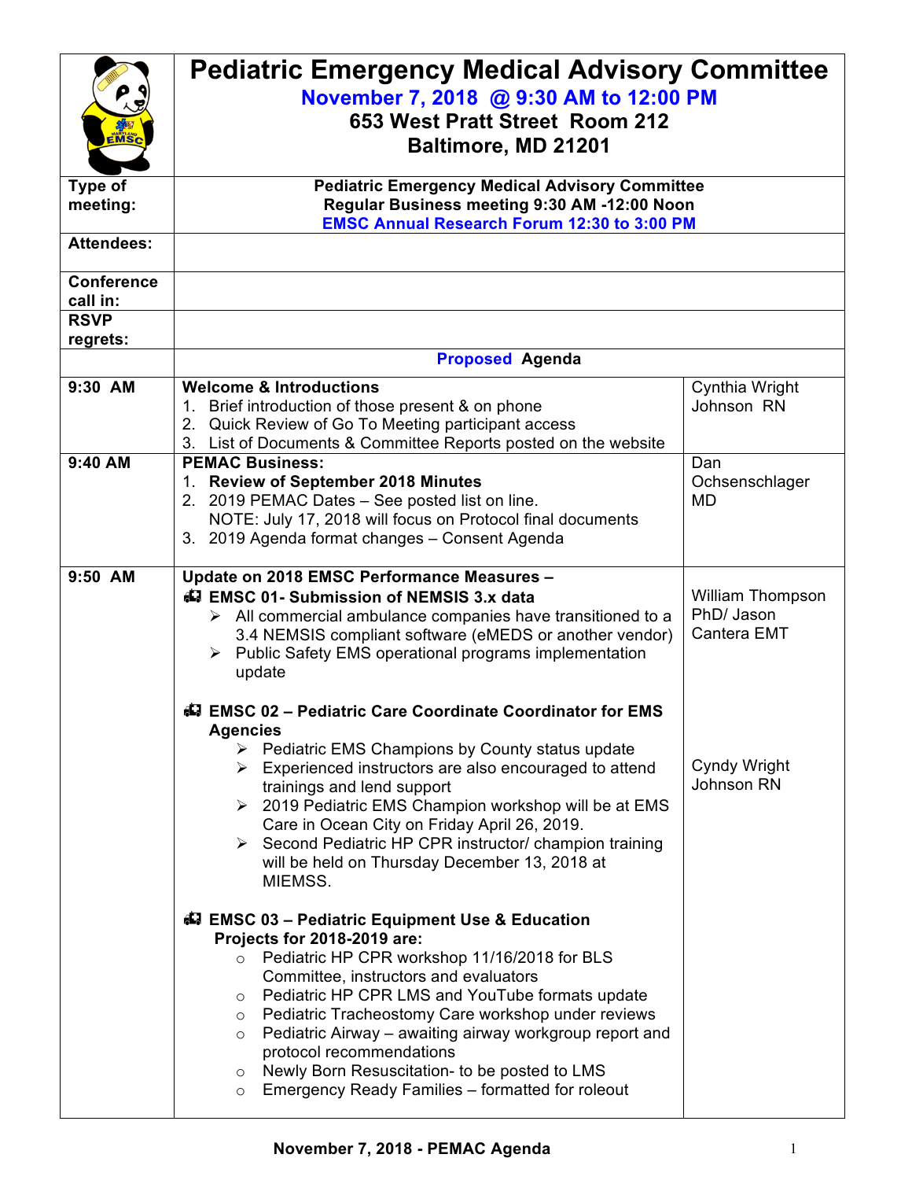# Pediatric Emergency Medical Advisory Committee

**November 7, 2018 @ 9:30 AM to 12:00 PM**
**653 West Pratt Street Room 212**
**Baltimore, MD 21201**

| | | |
|---|---|---|
| **Type of meeting:** | **Pediatric Emergency Medical Advisory Committee**<br>**Regular Business meeting 9:30 AM -12:00 Noon**<br>**EMSC Annual Research Forum 12:30 to 3:00 PM** | |
| **Attendees:** | | |
| **Conference call in:** | | |
| **RSVP regrets:** | | |
| | **Proposed Agenda** | |
| **9:30 AM** | **Welcome & Introductions**<br>1. Brief introduction of those present & on phone<br>2. Quick Review of Go To Meeting participant access<br>3. List of Documents & Committee Reports posted on the website | Cynthia Wright Johnson RN |
| **9:40 AM** | **PEMAC Business:**<br>1. **Review of September 2018 Minutes**<br>2. 2019 PEMAC Dates – See posted list on line.<br>NOTE: July 17, 2018 will focus on Protocol final documents<br>3. 2019 Agenda format changes – Consent Agenda | Dan Ochsenschlager MD |
| **9:50 AM** | **Update on 2018 EMSC Performance Measures –**<br>**EMSC 01- Submission of NEMSIS 3.x data**<br>➢ All commercial ambulance companies have transitioned to a 3.4 NEMSIS compliant software (eMEDS or another vendor)<br>➢ Public Safety EMS operational programs implementation update | William Thompson PhD/ Jason Cantera EMT |
| | **EMSC 02 – Pediatric Care Coordinate Coordinator for EMS Agencies**<br>➢ Pediatric EMS Champions by County status update<br>➢ Experienced instructors are also encouraged to attend trainings and lend support<br>➢ 2019 Pediatric EMS Champion workshop will be at EMS Care in Ocean City on Friday April 26, 2019.<br>➢ Second Pediatric HP CPR instructor/ champion training will be held on Thursday December 13, 2018 at MIEMSS. | Cyndy Wright Johnson RN |
| | **EMSC 03 – Pediatric Equipment Use & Education**<br>**Projects for 2018-2019 are:**<br>○ Pediatric HP CPR workshop 11/16/2018 for BLS Committee, instructors and evaluators<br>○ Pediatric HP CPR LMS and YouTube formats update<br>○ Pediatric Tracheostomy Care workshop under reviews<br>○ Pediatric Airway – awaiting airway workgroup report and protocol recommendations<br>○ Newly Born Resuscitation- to be posted to LMS<br>○ Emergency Ready Families – formatted for roleout | |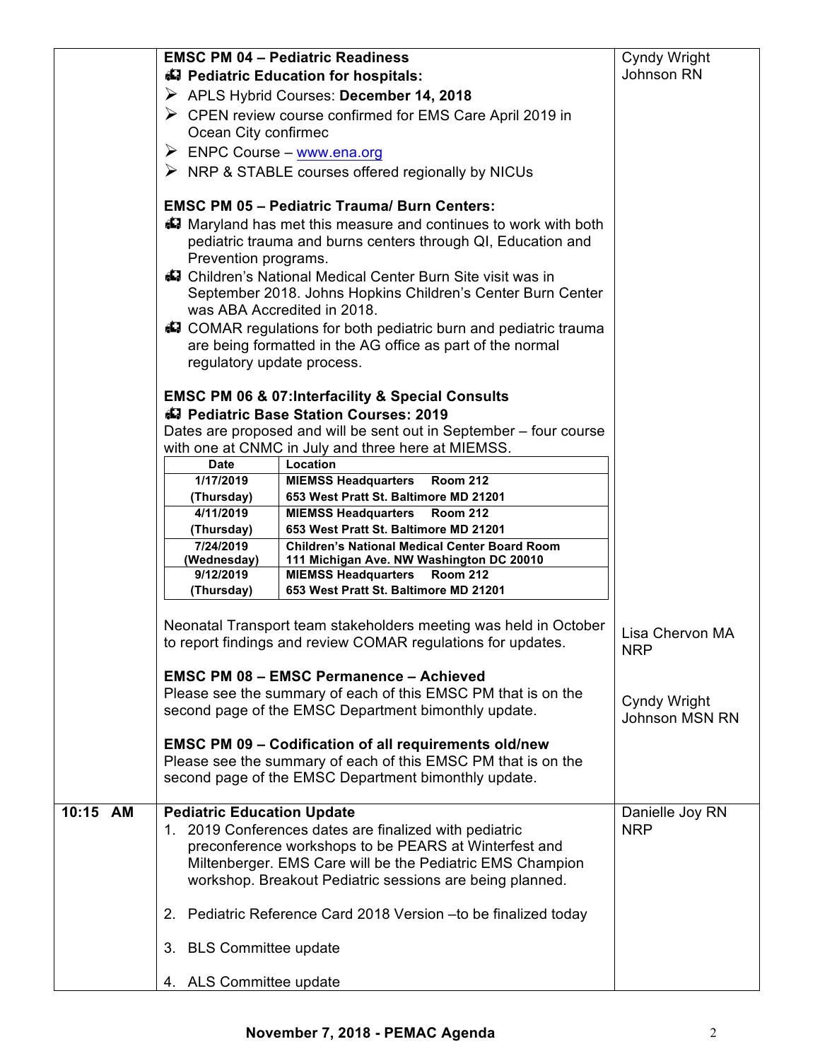| | | |
|---|---|---|
| | **EMSC PM 04 – Pediatric Readiness** | Cyndy Wright Johnson RN |
| | **Pediatric Education for hospitals:** | |
| | ➢ APLS Hybrid Courses: **December 14, 2018** | |
| | ➢ CPEN review course confirmed for EMS Care April 2019 in Ocean City confirmec | |
| | ➢ ENPC Course – www.ena.org | |
| | ➢ NRP & STABLE courses offered regionally by NICUs | |
| | **EMSC PM 05 – Pediatric Trauma/ Burn Centers:** | |
| | Maryland has met this measure and continues to work with both pediatric trauma and burns centers through QI, Education and Prevention programs. | |
| | Children's National Medical Center Burn Site visit was in September 2018. Johns Hopkins Children's Center Burn Center was ABA Accredited in 2018. | |
| | COMAR regulations for both pediatric burn and pediatric trauma are being formatted in the AG office as part of the normal regulatory update process. | |
| | **EMSC PM 06 & 07:Interfacility & Special Consults** | |
| | **Pediatric Base Station Courses: 2019** | |
| | Dates are proposed and will be sent out in September – four course with one at CNMC in July and three here at MIEMSS. | |
| | **1/17/2019 (Thursday)** – **MIEMSS Headquarters Room 212, 653 West Pratt St. Baltimore MD 21201** | |
| | **4/11/2019 (Thursday)** – **MIEMSS Headquarters Room 212, 653 West Pratt St. Baltimore MD 21201** | |
| | **7/24/2019 (Wednesday)** – **Children's National Medical Center Board Room, 111 Michigan Ave. NW Washington DC 20010** | |
| | **9/12/2019 (Thursday)** – **MIEMSS Headquarters Room 212, 653 West Pratt St. Baltimore MD 21201** | |
| | Neonatal Transport team stakeholders meeting was held in October to report findings and review COMAR regulations for updates. | Lisa Chervon MA NRP |
| | **EMSC PM 08 – EMSC Permanence – Achieved** | Cyndy Wright Johnson MSN RN |
| | Please see the summary of each of this EMSC PM that is on the second page of the EMSC Department bimonthly update. | |
| | **EMSC PM 09 – Codification of all requirements old/new** | |
| | Please see the summary of each of this EMSC PM that is on the second page of the EMSC Department bimonthly update. | |
| 10:15 AM | **Pediatric Education Update** | Danielle Joy RN NRP |
| | 1. 2019 Conferences dates are finalized with pediatric preconference workshops to be PEARS at Winterfest and Miltenberger. EMS Care will be the Pediatric EMS Champion workshop. Breakout Pediatric sessions are being planned. | |
| | 2. Pediatric Reference Card 2018 Version –to be finalized today | |
| | 3. BLS Committee update | |
| | 4. ALS Committee update | |

Pediatric Base Station Courses: 2019 schedule:

| Date | Location |
|---|---|
| 1/17/2019 (Thursday) | MIEMSS Headquarters Room 212 653 West Pratt St. Baltimore MD 21201 |
| 4/11/2019 (Thursday) | MIEMSS Headquarters Room 212 653 West Pratt St. Baltimore MD 21201 |
| 7/24/2019 (Wednesday) | Children's National Medical Center Board Room 111 Michigan Ave. NW Washington DC 20010 |
| 9/12/2019 (Thursday) | MIEMSS Headquarters Room 212 653 West Pratt St. Baltimore MD 21201 |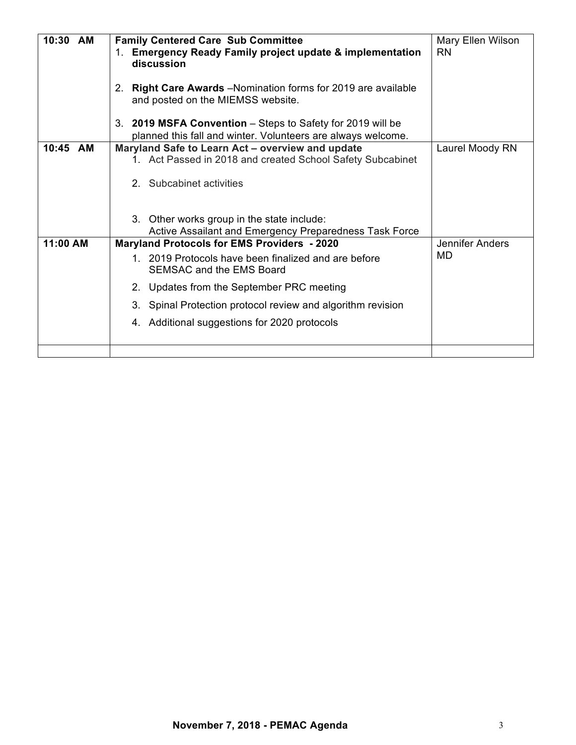| Time | Item | Presenter |
|---|---|---|
| 10:30 AM | **Family Centered Care Sub Committee**<br>1. **Emergency Ready Family project update & implementation discussion**<br><br>2. **Right Care Awards** –Nomination forms for 2019 are available and posted on the MIEMSS website.<br><br>3. **2019 MSFA Convention** – Steps to Safety for 2019 will be planned this fall and winter. Volunteers are always welcome. | Mary Ellen Wilson RN |
| 10:45 AM | **Maryland Safe to Learn Act – overview and update**<br>1. Act Passed in 2018 and created School Safety Subcabinet<br><br>2. Subcabinet activities<br><br>3. Other works group in the state include:<br>Active Assailant and Emergency Preparedness Task Force | Laurel Moody RN |
| 11:00 AM | **Maryland Protocols for EMS Providers - 2020**<br>1. 2019 Protocols have been finalized and are before SEMSAC and the EMS Board<br>2. Updates from the September PRC meeting<br>3. Spinal Protection protocol review and algorithm revision<br>4. Additional suggestions for 2020 protocols | Jennifer Anders MD |
| | | |

**November 7, 2018 - PEMAC Agenda**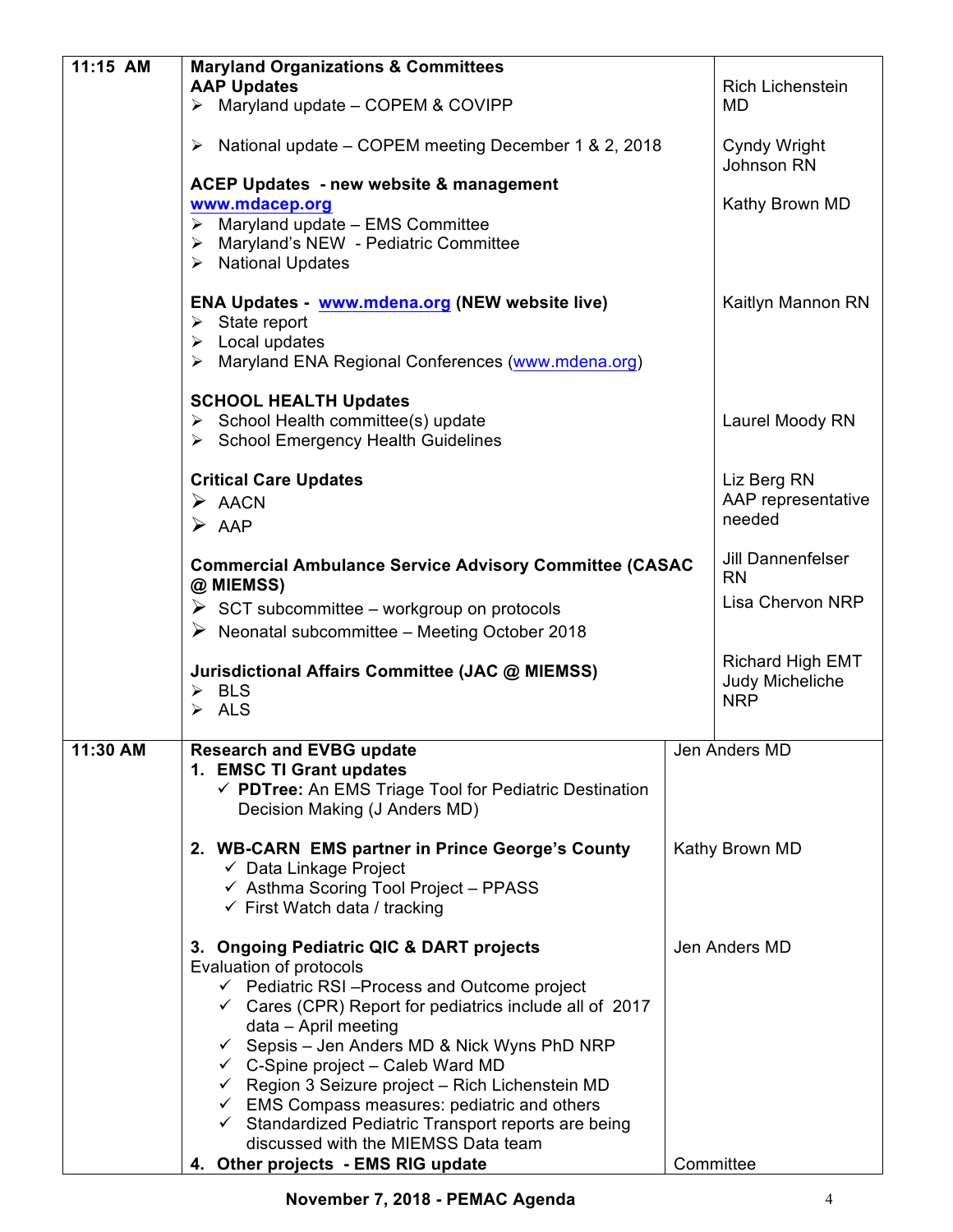| | | |
|---|---|---|
| **11:15 AM** | **Maryland Organizations & Committees**<br>**AAP Updates**<br>➢ Maryland update – COPEM & COVIPP<br>➢ National update – COPEM meeting December 1 & 2, 2018<br>**ACEP Updates - new website & management** www.mdacep.org<br>➢ Maryland update – EMS Committee<br>➢ Maryland's NEW - Pediatric Committee<br>➢ National Updates<br><br>**ENA Updates - www.mdena.org (NEW website live)**<br>➢ State report<br>➢ Local updates<br>➢ Maryland ENA Regional Conferences (www.mdena.org)<br><br>**SCHOOL HEALTH Updates**<br>➢ School Health committee(s) update<br>➢ School Emergency Health Guidelines<br><br>**Critical Care Updates**<br>➢ AACN<br>➢ AAP<br><br>**Commercial Ambulance Service Advisory Committee (CASAC @ MIEMSS)**<br>➢ SCT subcommittee – workgroup on protocols<br>➢ Neonatal subcommittee – Meeting October 2018<br><br>**Jurisdictional Affairs Committee (JAC @ MIEMSS)**<br>➢ BLS<br>➢ ALS | Rich Lichenstein MD<br><br>Cyndy Wright Johnson RN<br><br>Kathy Brown MD<br><br>Kaitlyn Mannon RN<br><br>Laurel Moody RN<br><br>Liz Berg RN<br>AAP representative needed<br><br>Jill Dannenfelser RN<br>Lisa Chervon NRP<br><br>Richard High EMT<br>Judy Micheliche NRP |
| **11:30 AM** | **Research and EVBG update**<br>**1. EMSC TI Grant updates**<br>✓ **PDTree:** An EMS Triage Tool for Pediatric Destination Decision Making (J Anders MD)<br><br>**2. WB-CARN EMS partner in Prince George's County**<br>✓ Data Linkage Project<br>✓ Asthma Scoring Tool Project – PPASS<br>✓ First Watch data / tracking<br><br>**3. Ongoing Pediatric QIC & DART projects**<br>Evaluation of protocols<br>✓ Pediatric RSI –Process and Outcome project<br>✓ Cares (CPR) Report for pediatrics include all of 2017 data – April meeting<br>✓ Sepsis – Jen Anders MD & Nick Wyns PhD NRP<br>✓ C-Spine project – Caleb Ward MD<br>✓ Region 3 Seizure project – Rich Lichenstein MD<br>✓ EMS Compass measures: pediatric and others<br>✓ Standardized Pediatric Transport reports are being discussed with the MIEMSS Data team<br>**4. Other projects - EMS RIG update** | Jen Anders MD<br><br>Kathy Brown MD<br><br>Jen Anders MD<br><br>Committee |

**November 7, 2018 - PEMAC Agenda**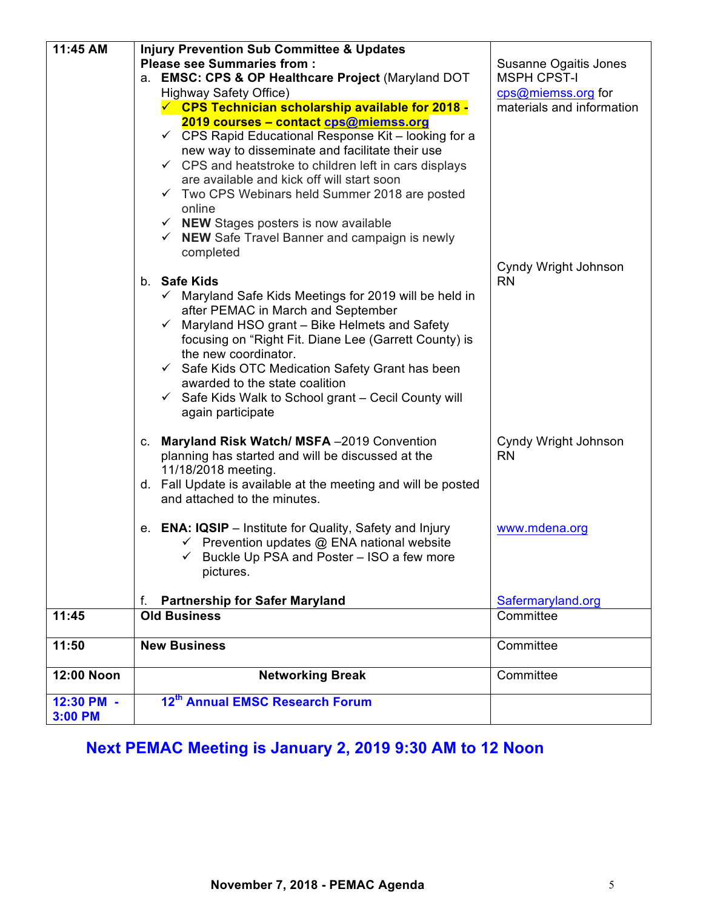| | | |
|---|---|---|
| 11:45 AM | **Injury Prevention Sub Committee & Updates**<br>**Please see Summaries from :**<br>a. **EMSC: CPS & OP Healthcare Project** (Maryland DOT Highway Safety Office)<br>✓ **CPS Technician scholarship available for 2018 - 2019 courses – contact cps@miemss.org**<br>✓ CPS Rapid Educational Response Kit – looking for a new way to disseminate and facilitate their use<br>✓ CPS and heatstroke to children left in cars displays are available and kick off will start soon<br>✓ Two CPS Webinars held Summer 2018 are posted online<br>✓ **NEW** Stages posters is now available<br>✓ **NEW** Safe Travel Banner and campaign is newly completed<br><br>b. **Safe Kids**<br>✓ Maryland Safe Kids Meetings for 2019 will be held in after PEMAC in March and September<br>✓ Maryland HSO grant – Bike Helmets and Safety focusing on "Right Fit. Diane Lee (Garrett County) is the new coordinator.<br>✓ Safe Kids OTC Medication Safety Grant has been awarded to the state coalition<br>✓ Safe Kids Walk to School grant – Cecil County will again participate<br><br>c. **Maryland Risk Watch/ MSFA** –2019 Convention planning has started and will be discussed at the 11/18/2018 meeting.<br>d. Fall Update is available at the meeting and will be posted and attached to the minutes.<br><br>e. **ENA: IQSIP** – Institute for Quality, Safety and Injury<br>✓ Prevention updates @ ENA national website<br>✓ Buckle Up PSA and Poster – ISO a few more pictures.<br><br>f. **Partnership for Safer Maryland** | Susanne Ogaitis Jones MSPH CPST-I<br>cps@miemss.org for materials and information<br><br>Cyndy Wright Johnson RN<br><br>Cyndy Wright Johnson RN<br><br>www.mdena.org<br><br>Safermaryland.org |
| **11:45** | **Old Business** | Committee |
| **11:50** | **New Business** | Committee |
| **12:00 Noon** | **Networking Break** | Committee |
| **12:30 PM - 3:00 PM** | **12th Annual EMSC Research Forum** | |

## Next PEMAC Meeting is January 2, 2019 9:30 AM to 12 Noon